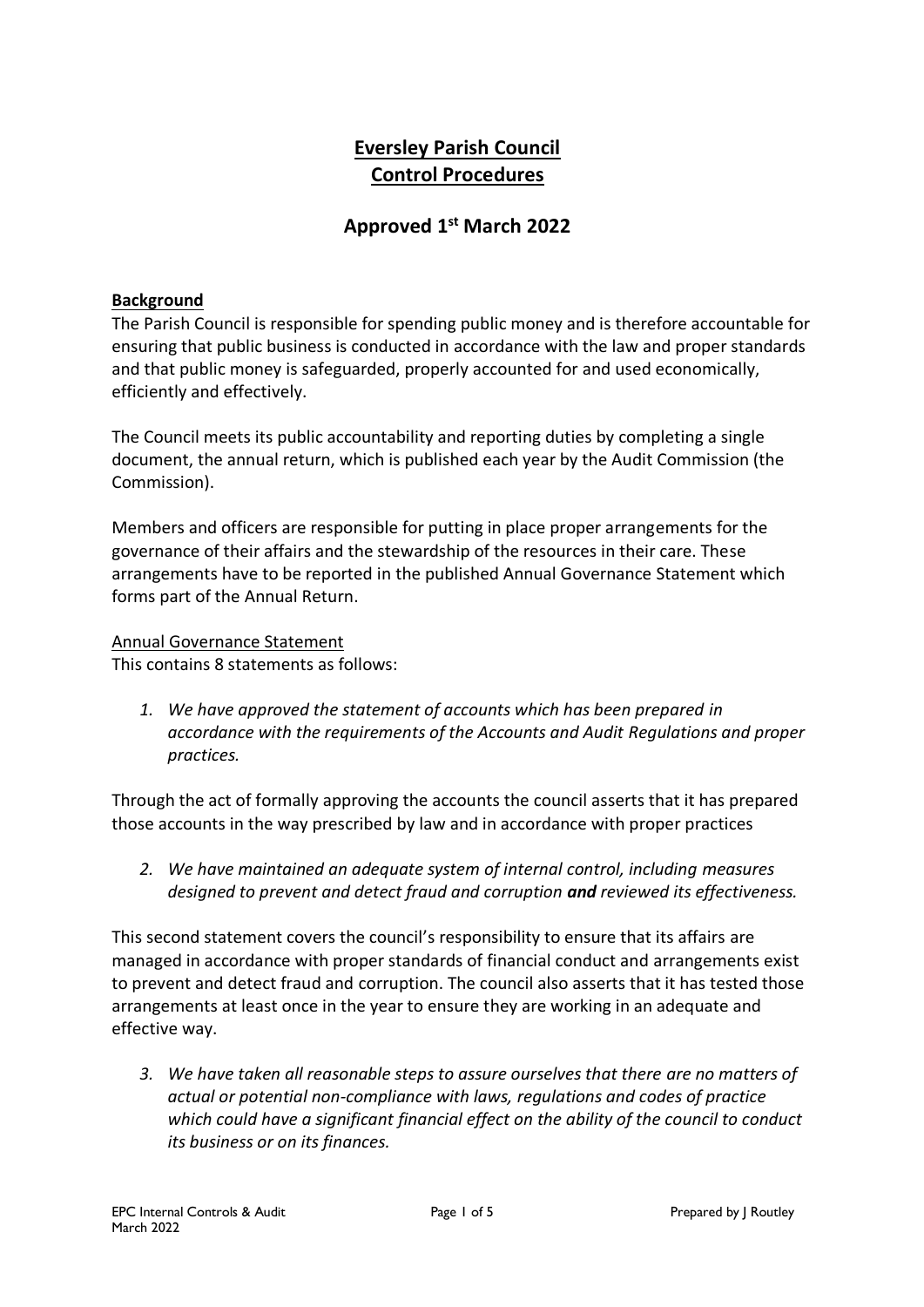# Eversley Parish Council
# Control Procedures

## Approved 1st March 2022

**Background**

The Parish Council is responsible for spending public money and is therefore accountable for ensuring that public business is conducted in accordance with the law and proper standards and that public money is safeguarded, properly accounted for and used economically, efficiently and effectively.

The Council meets its public accountability and reporting duties by completing a single document, the annual return, which is published each year by the Audit Commission (the Commission).

Members and officers are responsible for putting in place proper arrangements for the governance of their affairs and the stewardship of the resources in their care. These arrangements have to be reported in the published Annual Governance Statement which forms part of the Annual Return.

Annual Governance Statement

This contains 8 statements as follows:

1. *We have approved the statement of accounts which has been prepared in accordance with the requirements of the Accounts and Audit Regulations and proper practices.*

Through the act of formally approving the accounts the council asserts that it has prepared those accounts in the way prescribed by law and in accordance with proper practices

2. *We have maintained an adequate system of internal control, including measures designed to prevent and detect fraud and corruption* ***and*** *reviewed its effectiveness.*

This second statement covers the council's responsibility to ensure that its affairs are managed in accordance with proper standards of financial conduct and arrangements exist to prevent and detect fraud and corruption. The council also asserts that it has tested those arrangements at least once in the year to ensure they are working in an adequate and effective way.

3. *We have taken all reasonable steps to assure ourselves that there are no matters of actual or potential non-compliance with laws, regulations and codes of practice which could have a significant financial effect on the ability of the council to conduct its business or on its finances.*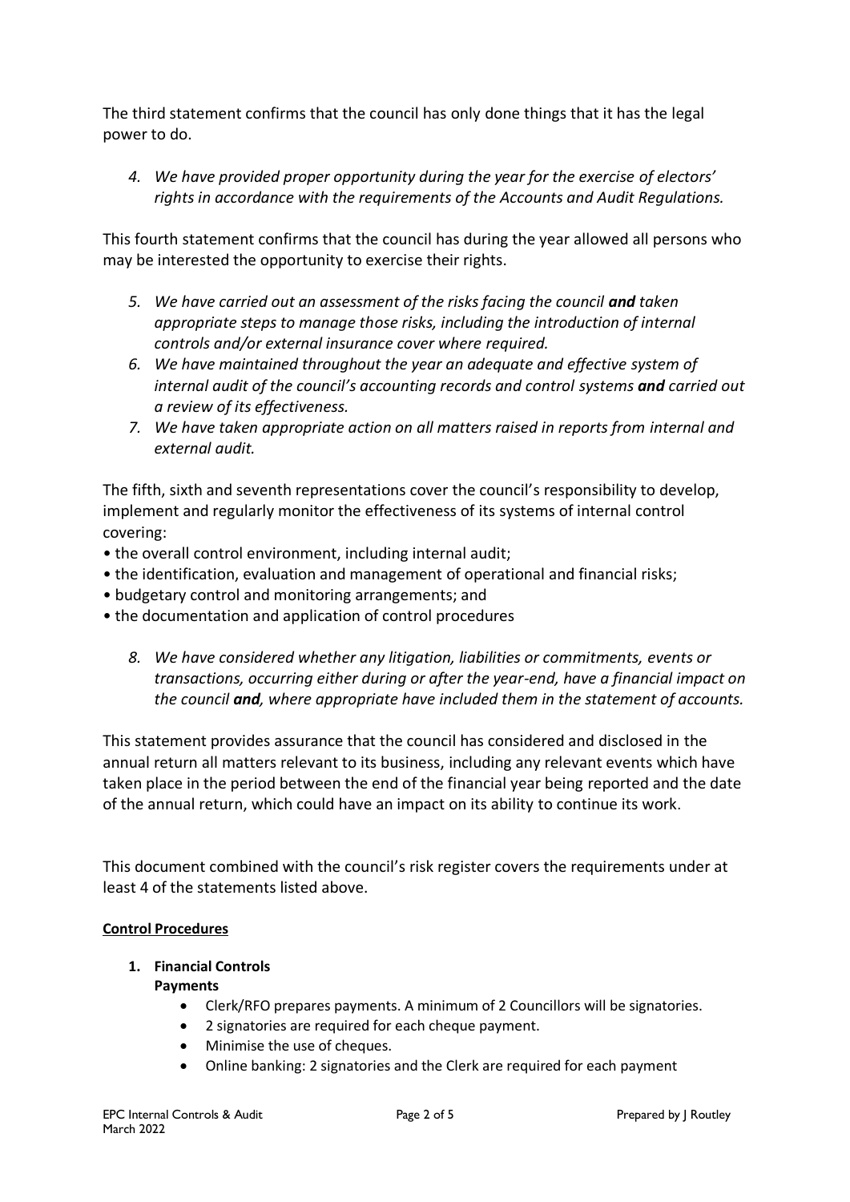The third statement confirms that the council has only done things that it has the legal power to do.

4. *We have provided proper opportunity during the year for the exercise of electors' rights in accordance with the requirements of the Accounts and Audit Regulations.*

This fourth statement confirms that the council has during the year allowed all persons who may be interested the opportunity to exercise their rights.

5. *We have carried out an assessment of the risks facing the council **and** taken appropriate steps to manage those risks, including the introduction of internal controls and/or external insurance cover where required.*
6. *We have maintained throughout the year an adequate and effective system of internal audit of the council's accounting records and control systems **and** carried out a review of its effectiveness.*
7. *We have taken appropriate action on all matters raised in reports from internal and external audit.*

The fifth, sixth and seventh representations cover the council's responsibility to develop, implement and regularly monitor the effectiveness of its systems of internal control covering:

- the overall control environment, including internal audit;
- the identification, evaluation and management of operational and financial risks;
- budgetary control and monitoring arrangements; and
- the documentation and application of control procedures

8. *We have considered whether any litigation, liabilities or commitments, events or transactions, occurring either during or after the year-end, have a financial impact on the council **and**, where appropriate have included them in the statement of accounts.*

This statement provides assurance that the council has considered and disclosed in the annual return all matters relevant to its business, including any relevant events which have taken place in the period between the end of the financial year being reported and the date of the annual return, which could have an impact on its ability to continue its work.

This document combined with the council's risk register covers the requirements under at least 4 of the statements listed above.

**Control Procedures**

1. **Financial Controls**

   **Payments**

   - Clerk/RFO prepares payments. A minimum of 2 Councillors will be signatories.
   - 2 signatories are required for each cheque payment.
   - Minimise the use of cheques.
   - Online banking: 2 signatories and the Clerk are required for each payment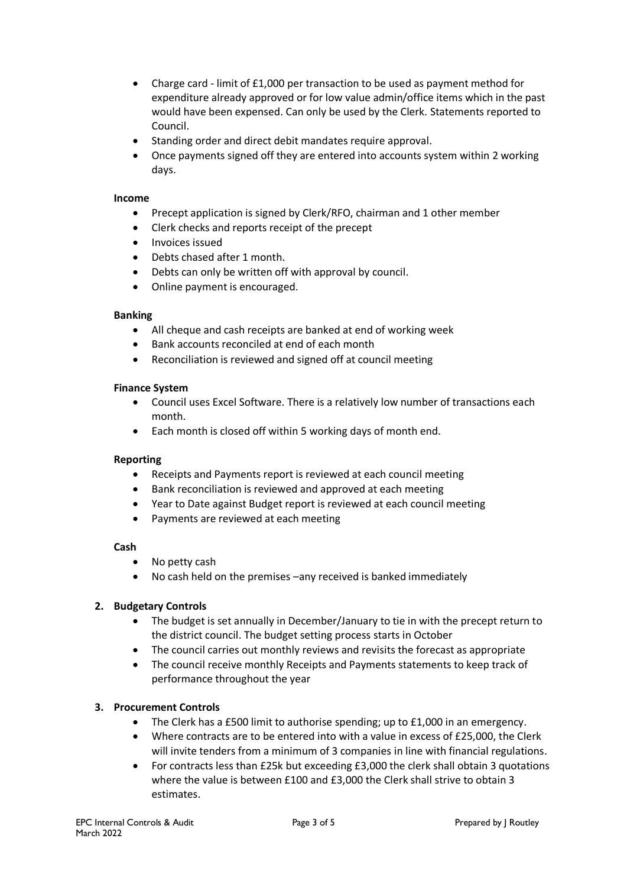- Charge card - limit of £1,000 per transaction to be used as payment method for expenditure already approved or for low value admin/office items which in the past would have been expensed. Can only be used by the Clerk. Statements reported to Council.
- Standing order and direct debit mandates require approval.
- Once payments signed off they are entered into accounts system within 2 working days.

**Income**

- Precept application is signed by Clerk/RFO, chairman and 1 other member
- Clerk checks and reports receipt of the precept
- Invoices issued
- Debts chased after 1 month.
- Debts can only be written off with approval by council.
- Online payment is encouraged.

**Banking**

- All cheque and cash receipts are banked at end of working week
- Bank accounts reconciled at end of each month
- Reconciliation is reviewed and signed off at council meeting

**Finance System**

- Council uses Excel Software. There is a relatively low number of transactions each month.
- Each month is closed off within 5 working days of month end.

**Reporting**

- Receipts and Payments report is reviewed at each council meeting
- Bank reconciliation is reviewed and approved at each meeting
- Year to Date against Budget report is reviewed at each council meeting
- Payments are reviewed at each meeting

**Cash**

- No petty cash
- No cash held on the premises –any received is banked immediately

**2. Budgetary Controls**

- The budget is set annually in December/January to tie in with the precept return to the district council. The budget setting process starts in October
- The council carries out monthly reviews and revisits the forecast as appropriate
- The council receive monthly Receipts and Payments statements to keep track of performance throughout the year

**3. Procurement Controls**

- The Clerk has a £500 limit to authorise spending; up to £1,000 in an emergency.
- Where contracts are to be entered into with a value in excess of £25,000, the Clerk will invite tenders from a minimum of 3 companies in line with financial regulations.
- For contracts less than £25k but exceeding £3,000 the clerk shall obtain 3 quotations where the value is between £100 and £3,000 the Clerk shall strive to obtain 3 estimates.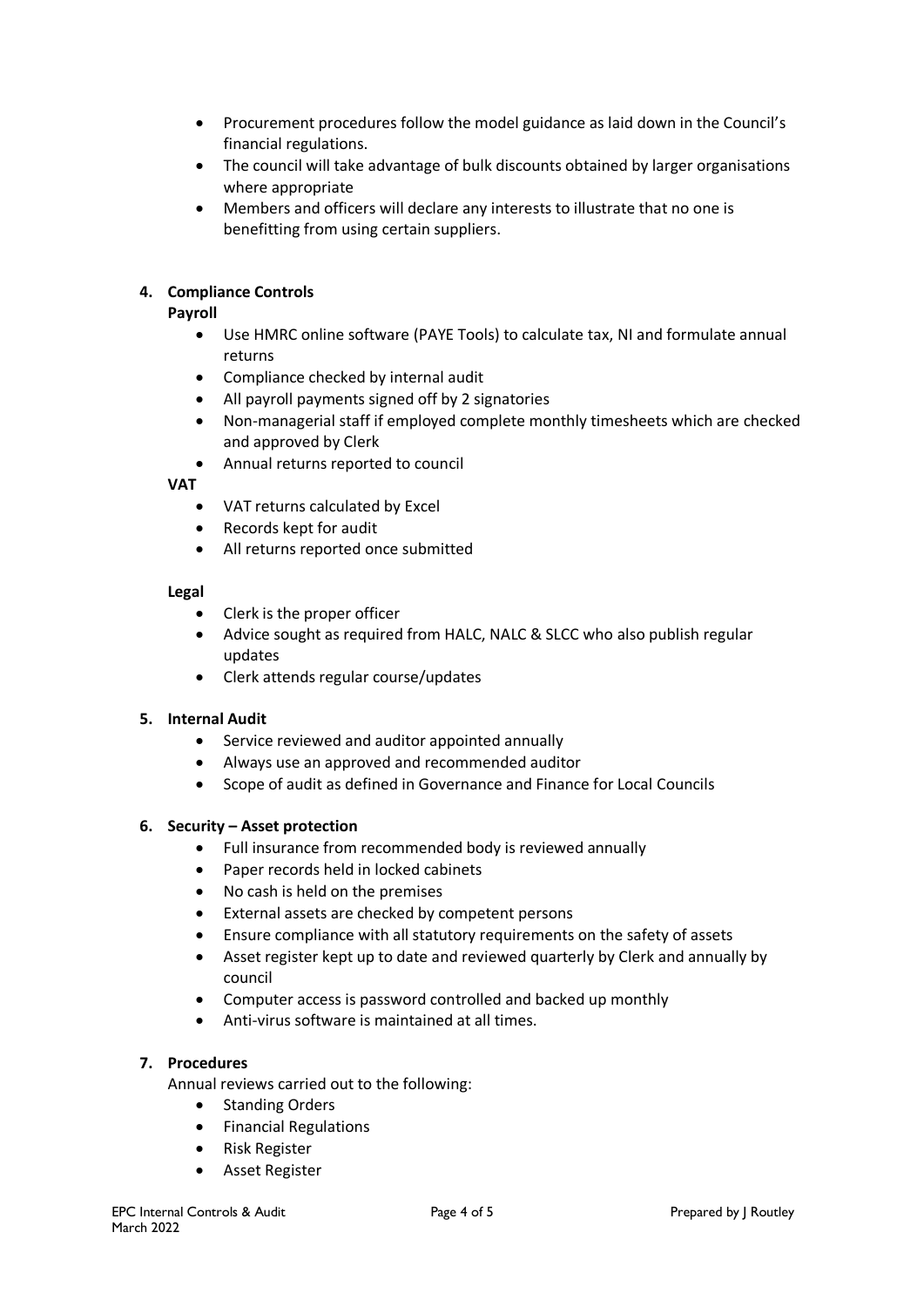- Procurement procedures follow the model guidance as laid down in the Council's financial regulations.
- The council will take advantage of bulk discounts obtained by larger organisations where appropriate
- Members and officers will declare any interests to illustrate that no one is benefitting from using certain suppliers.

## 4. Compliance Controls

**Payroll**

- Use HMRC online software (PAYE Tools) to calculate tax, NI and formulate annual returns
- Compliance checked by internal audit
- All payroll payments signed off by 2 signatories
- Non-managerial staff if employed complete monthly timesheets which are checked and approved by Clerk
- Annual returns reported to council

**VAT**

- VAT returns calculated by Excel
- Records kept for audit
- All returns reported once submitted

**Legal**

- Clerk is the proper officer
- Advice sought as required from HALC, NALC & SLCC who also publish regular updates
- Clerk attends regular course/updates

## 5. Internal Audit

- Service reviewed and auditor appointed annually
- Always use an approved and recommended auditor
- Scope of audit as defined in Governance and Finance for Local Councils

## 6. Security – Asset protection

- Full insurance from recommended body is reviewed annually
- Paper records held in locked cabinets
- No cash is held on the premises
- External assets are checked by competent persons
- Ensure compliance with all statutory requirements on the safety of assets
- Asset register kept up to date and reviewed quarterly by Clerk and annually by council
- Computer access is password controlled and backed up monthly
- Anti-virus software is maintained at all times.

## 7. Procedures

Annual reviews carried out to the following:

- Standing Orders
- Financial Regulations
- Risk Register
- Asset Register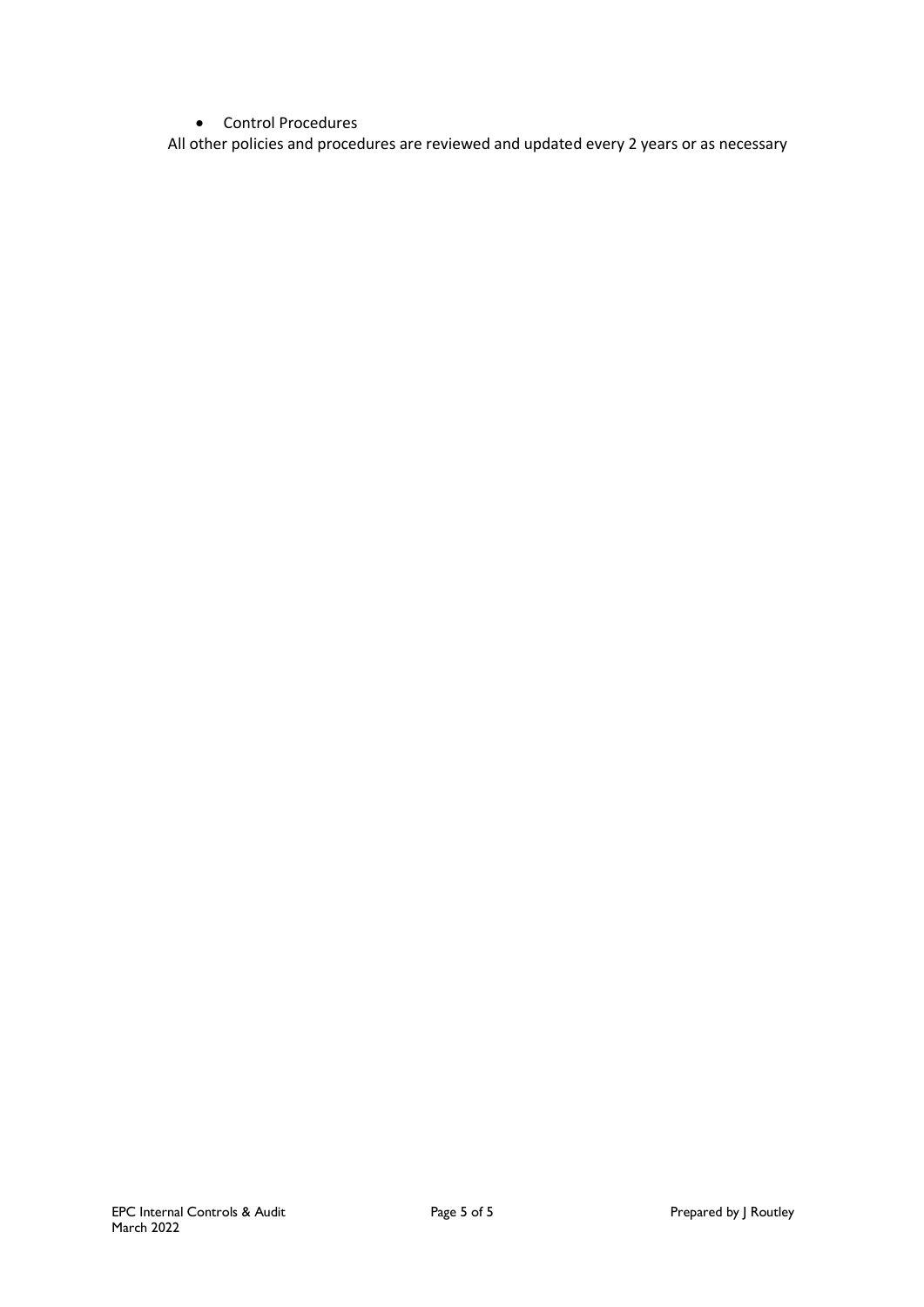- Control Procedures

All other policies and procedures are reviewed and updated every 2 years or as necessary